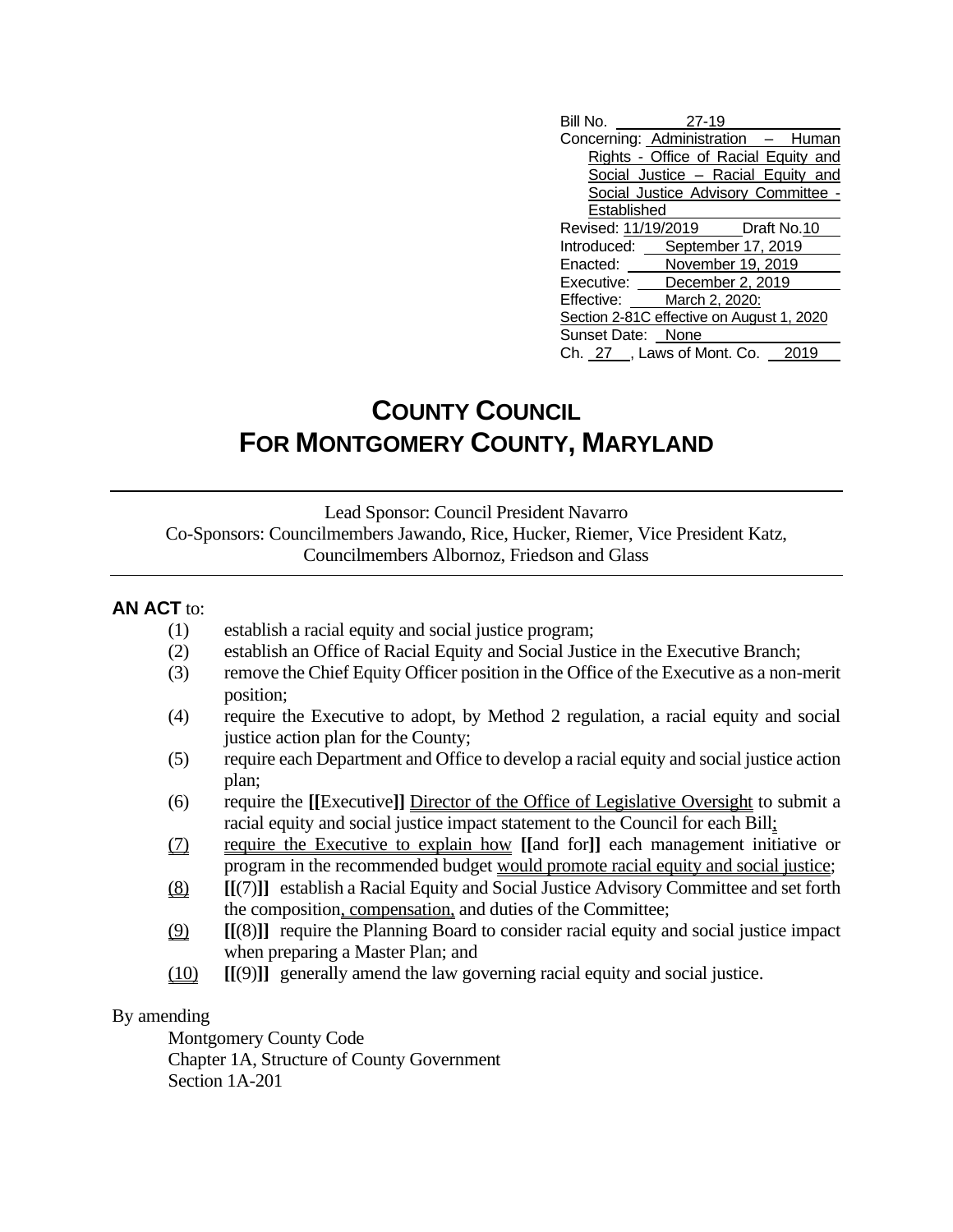Bill No. 27-19
Concerning: Administration – Human Rights - Office of Racial Equity and Social Justice – Racial Equity and Social Justice Advisory Committee - Established
Revised: 11/19/2019 Draft No. 10
Introduced: September 17, 2019
Enacted: November 19, 2019
Executive: December 2, 2019
Effective: March 2, 2020: Section 2-81C effective on August 1, 2020
Sunset Date: None
Ch. 27, Laws of Mont. Co. 2019

# COUNTY COUNCIL
# FOR MONTGOMERY COUNTY, MARYLAND

Lead Sponsor: Council President Navarro
Co-Sponsors: Councilmembers Jawando, Rice, Hucker, Riemer, Vice President Katz, Councilmembers Albornoz, Friedson and Glass

**AN ACT** to:

(1) establish a racial equity and social justice program;
(2) establish an Office of Racial Equity and Social Justice in the Executive Branch;
(3) remove the Chief Equity Officer position in the Office of the Executive as a non-merit position;
(4) require the Executive to adopt, by Method 2 regulation, a racial equity and social justice action plan for the County;
(5) require each Department and Office to develop a racial equity and social justice action plan;
(6) require the **[[**Executive**]]** Director of the Office of Legislative Oversight to submit a racial equity and social justice impact statement to the Council for each Bill;
(7) require the Executive to explain how **[[**and for**]]** each management initiative or program in the recommended budget would promote racial equity and social justice;
(8) **[[**(7)**]]** establish a Racial Equity and Social Justice Advisory Committee and set forth the composition, compensation, and duties of the Committee;
(9) **[[**(8)**]]** require the Planning Board to consider racial equity and social justice impact when preparing a Master Plan; and
(10) **[[**(9)**]]** generally amend the law governing racial equity and social justice.

By amending
Montgomery County Code
Chapter 1A, Structure of County Government
Section 1A-201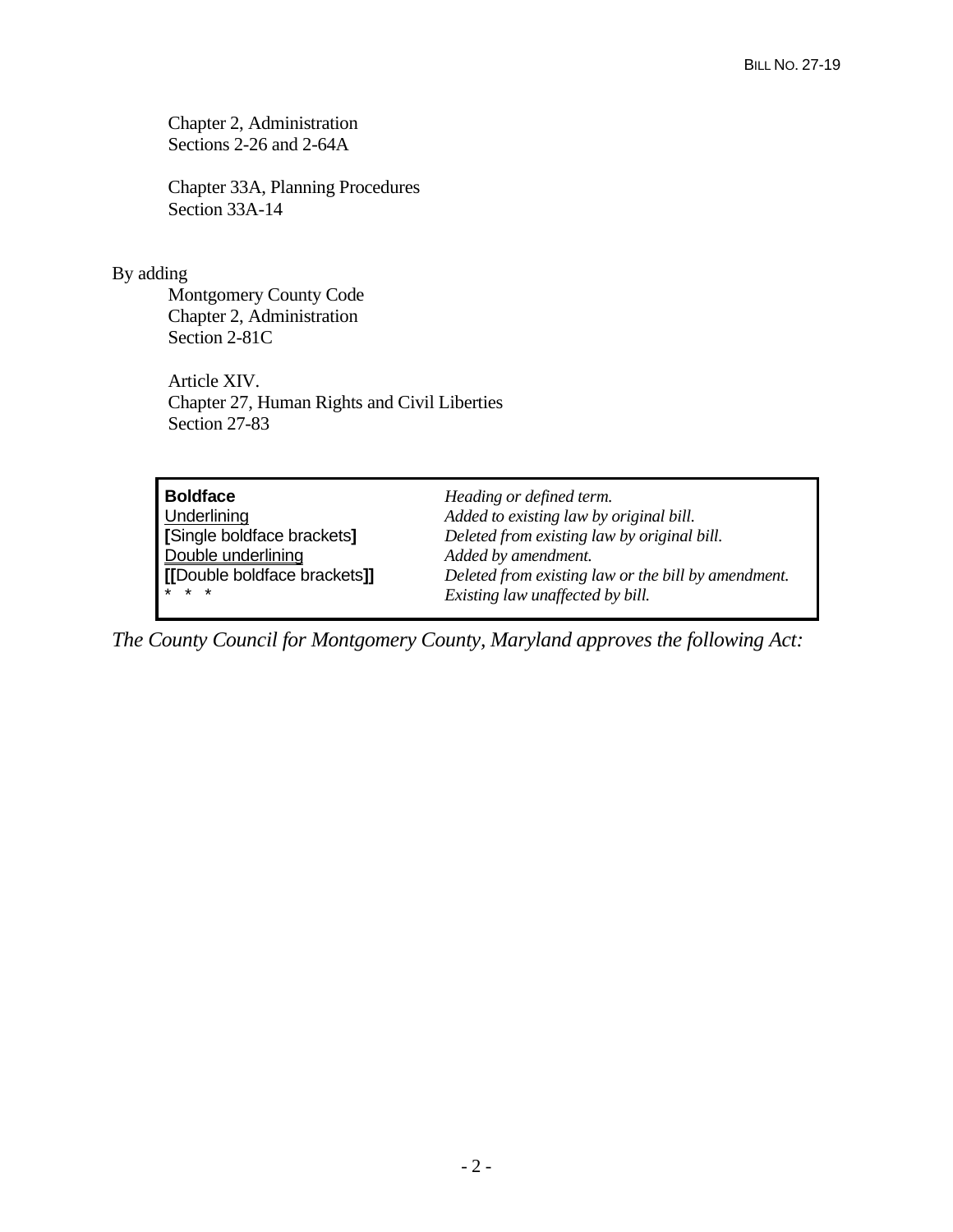Chapter 2, Administration
Sections 2-26 and 2-64A

Chapter 33A, Planning Procedures
Section 33A-14

By adding

Montgomery County Code
Chapter 2, Administration
Section 2-81C

Article XIV.
Chapter 27, Human Rights and Civil Liberties
Section 27-83

| | |
|---|---|
| **Boldface** | *Heading or defined term.* |
| <u>Underlining</u> | *Added to existing law by original bill.* |
| **[**Single boldface brackets**]** | *Deleted from existing law by original bill.* |
| <u>Double underlining</u> | *Added by amendment.* |
| **[[**Double boldface brackets**]]** | *Deleted from existing law or the bill by amendment.* |
| * * * | *Existing law unaffected by bill.* |

*The County Council for Montgomery County, Maryland approves the following Act:*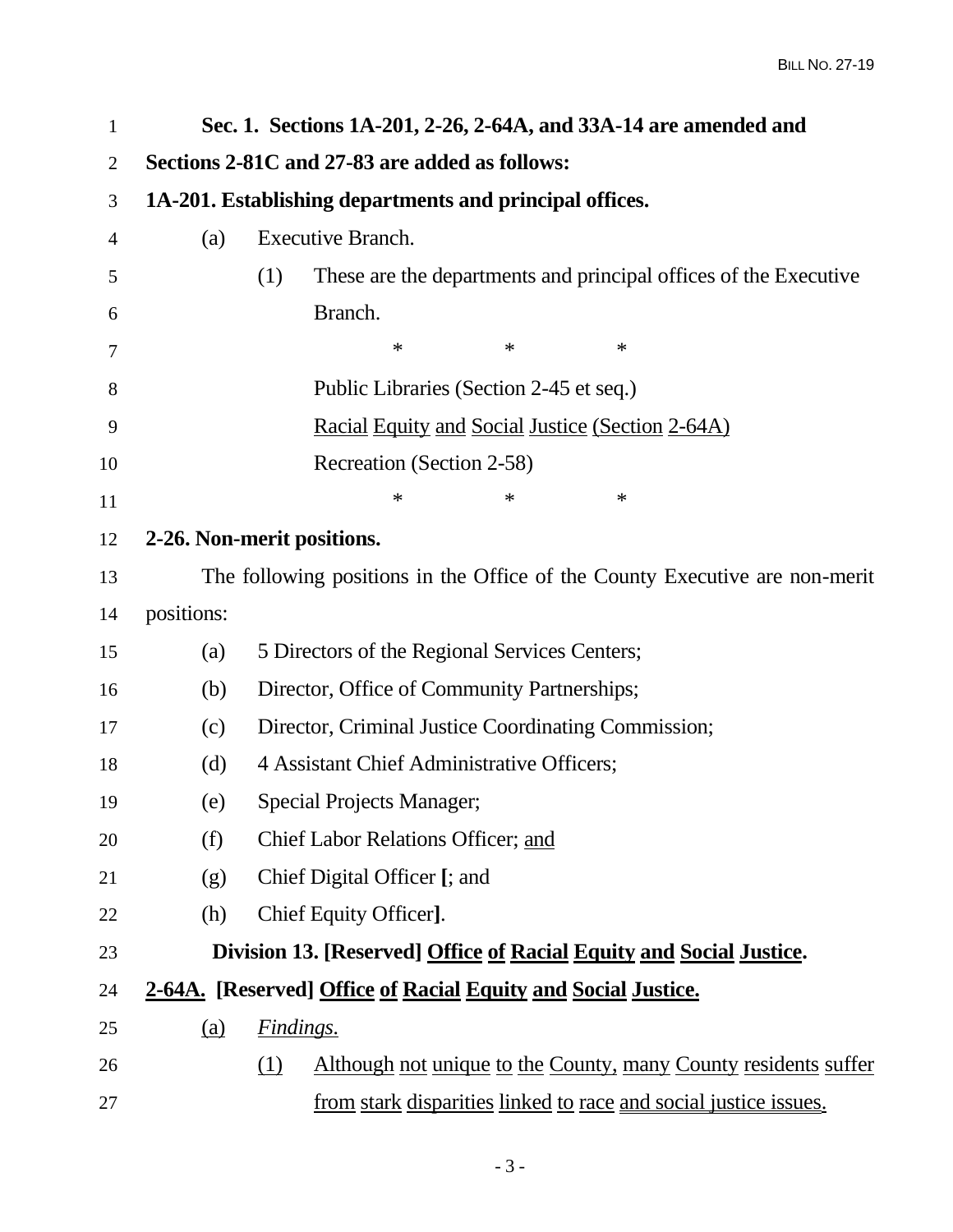**Sec. 1. Sections 1A-201, 2-26, 2-64A, and 33A-14 are amended and Sections 2-81C and 27-83 are added as follows:**

**1A-201. Establishing departments and principal offices.**

(a) Executive Branch.

(1) These are the departments and principal offices of the Executive Branch.

\* \* \*

Public Libraries (Section 2-45 et seq.)

<u>Racial Equity and Social Justice (Section 2-64A)</u>

Recreation (Section 2-58)

\* \* \*

**2-26. Non-merit positions.**

The following positions in the Office of the County Executive are non-merit positions:

(a) 5 Directors of the Regional Services Centers;

(b) Director, Office of Community Partnerships;

(c) Director, Criminal Justice Coordinating Commission;

(d) 4 Assistant Chief Administrative Officers;

(e) Special Projects Manager;

(f) Chief Labor Relations Officer; <u>and</u>

(g) Chief Digital Officer **[**; and

(h) Chief Equity Officer**]**.

**Division 13. [Reserved] <u>Office of Racial Equity and Social Justice</u>.**

**<u>2-64A.</u> [Reserved] <u>Office of Racial Equity and Social Justice.</u>**

<u>(a)</u> <u>*Findings.*</u>

<u>(1)</u> <u>Although not unique to the County, many County residents suffer from stark disparities linked to race and social justice issues.</u>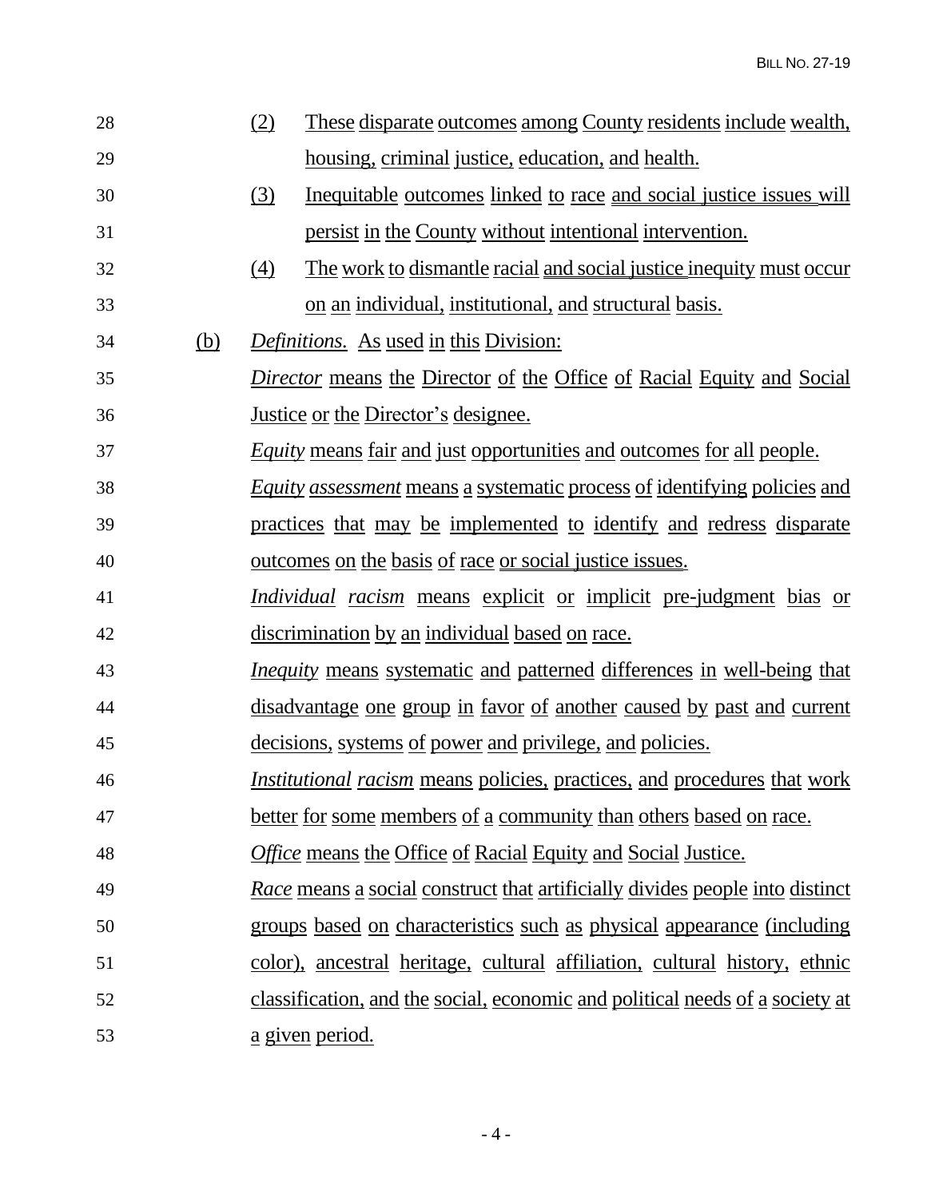(2) These disparate outcomes among County residents include wealth, housing, criminal justice, education, and health.

(3) Inequitable outcomes linked to race and social justice issues will persist in the County without intentional intervention.

(4) The work to dismantle racial and social justice inequity must occur on an individual, institutional, and structural basis.

(b) *Definitions.* As used in this Division:

*Director* means the Director of the Office of Racial Equity and Social Justice or the Director's designee.

*Equity* means fair and just opportunities and outcomes for all people.

*Equity assessment* means a systematic process of identifying policies and practices that may be implemented to identify and redress disparate outcomes on the basis of race or social justice issues.

*Individual racism* means explicit or implicit pre-judgment bias or discrimination by an individual based on race.

*Inequity* means systematic and patterned differences in well-being that disadvantage one group in favor of another caused by past and current decisions, systems of power and privilege, and policies.

*Institutional racism* means policies, practices, and procedures that work better for some members of a community than others based on race.

*Office* means the Office of Racial Equity and Social Justice.

*Race* means a social construct that artificially divides people into distinct groups based on characteristics such as physical appearance (including color), ancestral heritage, cultural affiliation, cultural history, ethnic classification, and the social, economic and political needs of a society at a given period.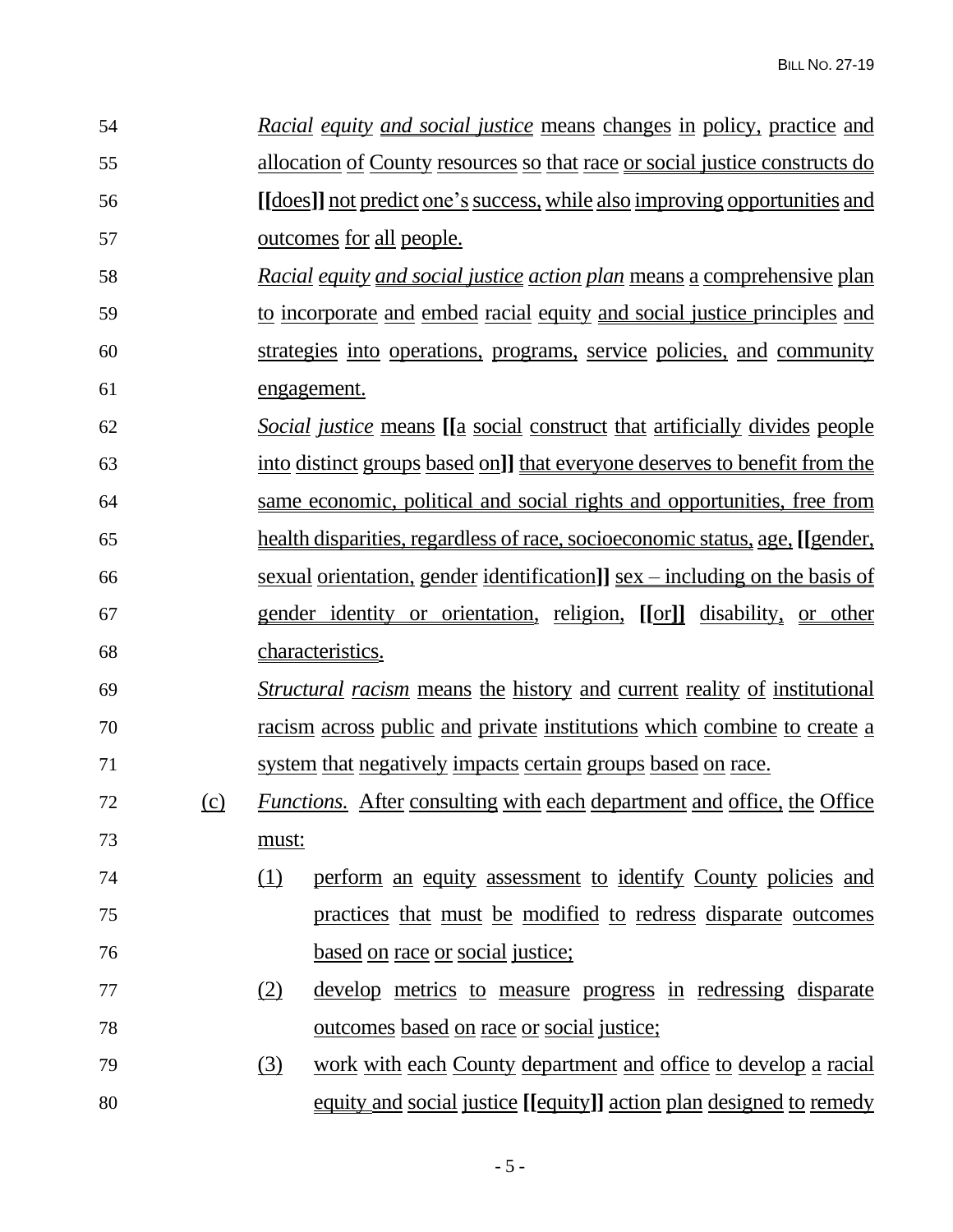54 *Racial equity and social justice* means changes in policy, practice and
55 allocation of County resources so that race or social justice constructs do
56 **[[**does**]]** not predict one's success, while also improving opportunities and
57 outcomes for all people.

58 *Racial equity and social justice action plan* means a comprehensive plan
59 to incorporate and embed racial equity and social justice principles and
60 strategies into operations, programs, service policies, and community
61 engagement.

62 *Social justice* means **[[**a social construct that artificially divides people
63 into distinct groups based on**]]** that everyone deserves to benefit from the
64 same economic, political and social rights and opportunities, free from
65 health disparities, regardless of race, socioeconomic status, age, **[[**gender,
66 sexual orientation, gender identification**]]** sex – including on the basis of
67 gender identity or orientation, religion, **[[**or**]]** disability, or other
68 characteristics.

69 *Structural racism* means the history and current reality of institutional
70 racism across public and private institutions which combine to create a
71 system that negatively impacts certain groups based on race.

72 (c) *Functions.* After consulting with each department and office, the Office
73 must:

74 (1) perform an equity assessment to identify County policies and
75 practices that must be modified to redress disparate outcomes
76 based on race or social justice;

77 (2) develop metrics to measure progress in redressing disparate
78 outcomes based on race or social justice;

79 (3) work with each County department and office to develop a racial
80 equity and social justice **[[**equity**]]** action plan designed to remedy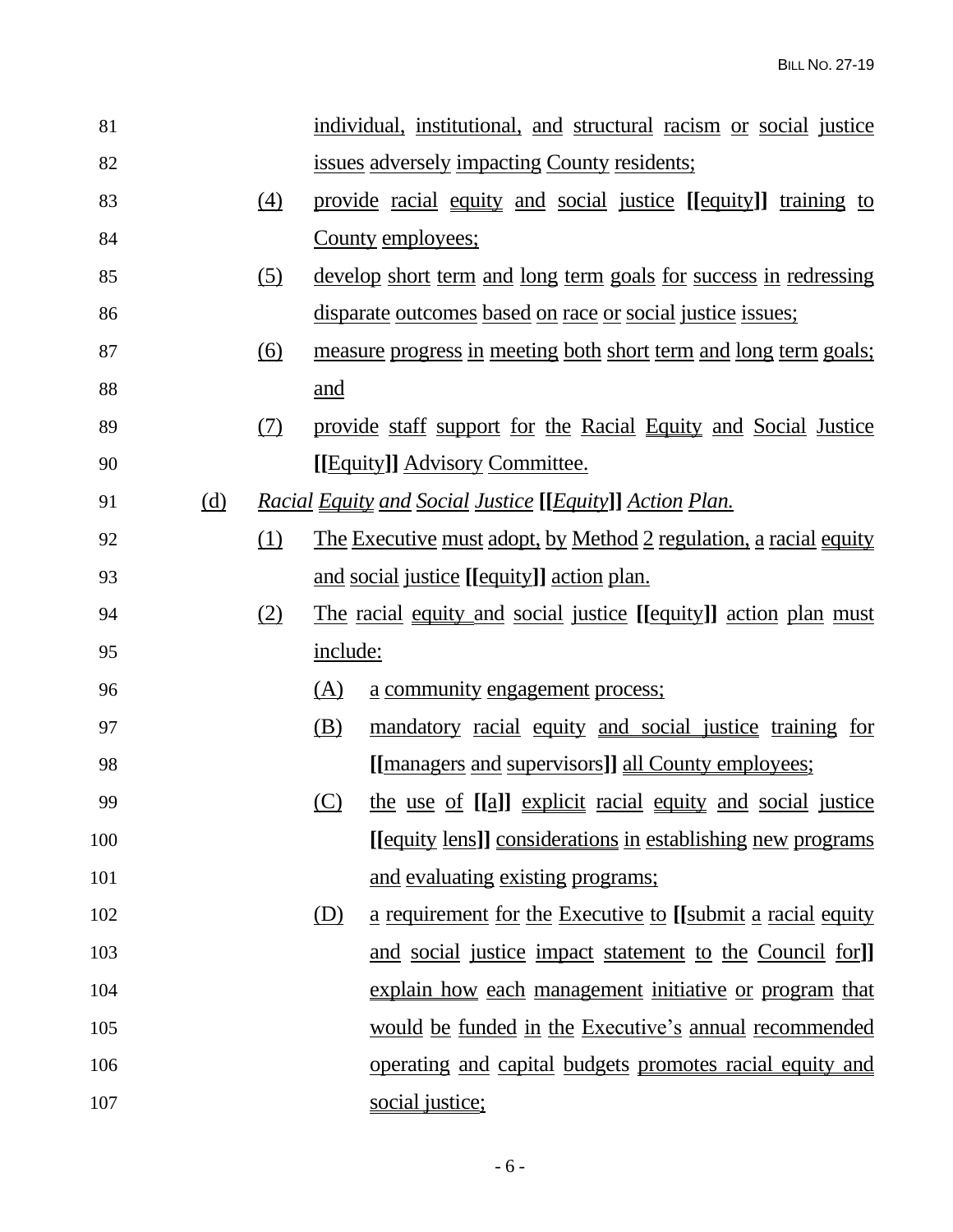individual, institutional, and structural racism or social justice issues adversely impacting County residents;

(4) provide racial equity and social justice **[[**equity**]]** training to County employees;

(5) develop short term and long term goals for success in redressing disparate outcomes based on race or social justice issues;

(6) measure progress in meeting both short term and long term goals; and

(7) provide staff support for the Racial Equity and Social Justice **[[**Equity**]]** Advisory Committee.

(d) *Racial Equity and Social Justice* **[[***Equity***]]** *Action Plan.*

(1) The Executive must adopt, by Method 2 regulation, a racial equity and social justice **[[**equity**]]** action plan.

(2) The racial equity and social justice **[[**equity**]]** action plan must include:

(A) a community engagement process;

(B) mandatory racial equity and social justice training for **[[**managers and supervisors**]]** all County employees;

(C) the use of **[[**a**]]** explicit racial equity and social justice **[[**equity lens**]]** considerations in establishing new programs and evaluating existing programs;

(D) a requirement for the Executive to **[[**submit a racial equity and social justice impact statement to the Council for**]]** explain how each management initiative or program that would be funded in the Executive's annual recommended operating and capital budgets promotes racial equity and social justice;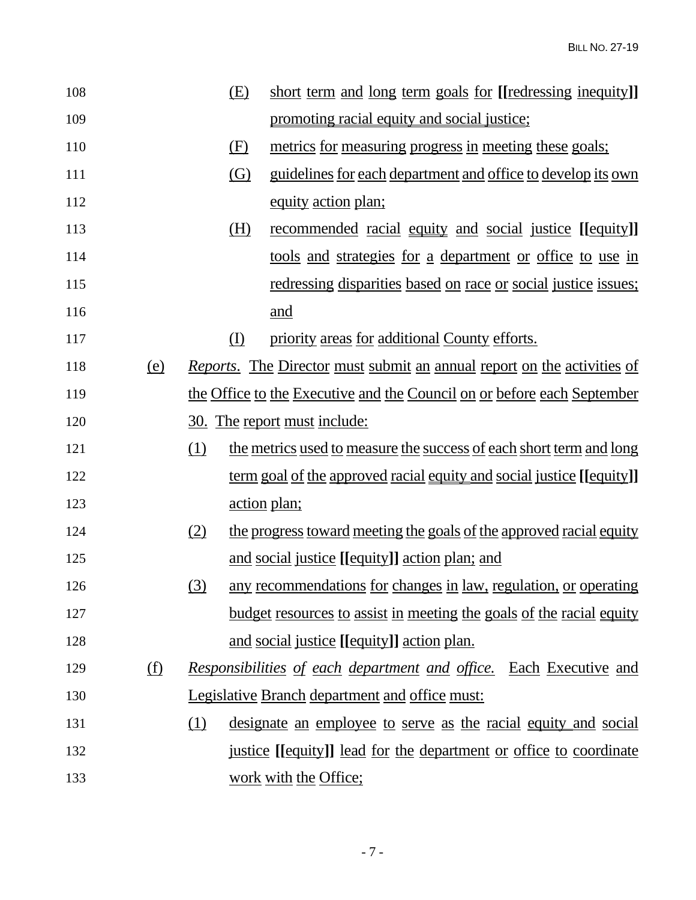108 (E) short term and long term goals for **[[**redressing inequity**]]**
109 promoting racial equity and social justice;
110 (F) metrics for measuring progress in meeting these goals;
111 (G) guidelines for each department and office to develop its own
112 equity action plan;
113 (H) recommended racial equity and social justice **[[**equity**]]**
114 tools and strategies for a department or office to use in
115 redressing disparities based on race or social justice issues;
116 and
117 (I) priority areas for additional County efforts.
118 (e) *Reports*. The Director must submit an annual report on the activities of
119 the Office to the Executive and the Council on or before each September
120 30. The report must include:
121 (1) the metrics used to measure the success of each short term and long
122 term goal of the approved racial equity and social justice **[[**equity**]]**
123 action plan;
124 (2) the progress toward meeting the goals of the approved racial equity
125 and social justice **[[**equity**]]** action plan; and
126 (3) any recommendations for changes in law, regulation, or operating
127 budget resources to assist in meeting the goals of the racial equity
128 and social justice **[[**equity**]]** action plan.
129 (f) *Responsibilities of each department and office.* Each Executive and
130 Legislative Branch department and office must:
131 (1) designate an employee to serve as the racial equity and social
132 justice **[[**equity**]]** lead for the department or office to coordinate
133 work with the Office;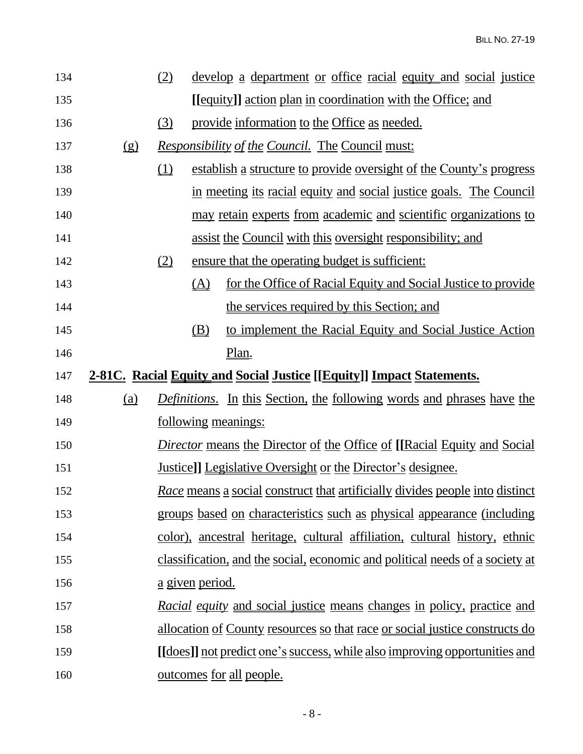(2) develop a department or office racial equity and social justice [[equity]] action plan in coordination with the Office; and

(3) provide information to the Office as needed.

(g) *Responsibility of the Council.* The Council must:

(1) establish a structure to provide oversight of the County's progress in meeting its racial equity and social justice goals. The Council may retain experts from academic and scientific organizations to assist the Council with this oversight responsibility; and

(2) ensure that the operating budget is sufficient:

(A) for the Office of Racial Equity and Social Justice to provide the services required by this Section; and

(B) to implement the Racial Equity and Social Justice Action Plan.

**2-81C. Racial Equity and Social Justice [[Equity]] Impact Statements.**

(a) *Definitions*. In this Section, the following words and phrases have the following meanings:

*Director* means the Director of the Office of [[Racial Equity and Social Justice]] Legislative Oversight or the Director's designee.

*Race* means a social construct that artificially divides people into distinct groups based on characteristics such as physical appearance (including color), ancestral heritage, cultural affiliation, cultural history, ethnic classification, and the social, economic and political needs of a society at a given period.

*Racial equity* and social justice means changes in policy, practice and allocation of County resources so that race or social justice constructs do [[does]] not predict one's success, while also improving opportunities and outcomes for all people.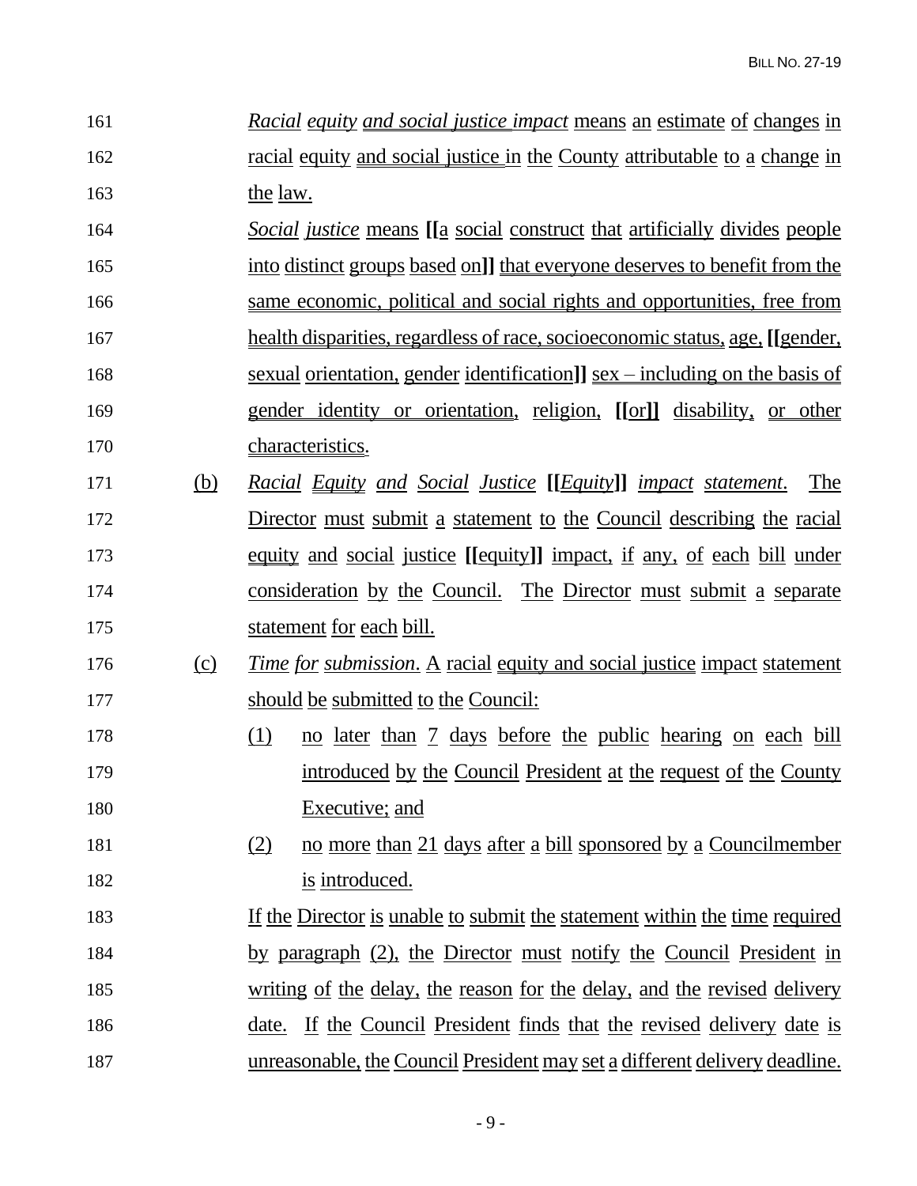161 *Racial equity and social justice impact* means an estimate of changes in
162 racial equity and social justice in the County attributable to a change in
163 the law.

164 *Social justice* means **[[**a social construct that artificially divides people
165 into distinct groups based on**]]** that everyone deserves to benefit from the
166 same economic, political and social rights and opportunities, free from
167 health disparities, regardless of race, socioeconomic status, age, **[[**gender,
168 sexual orientation, gender identification**]]** sex – including on the basis of
169 gender identity or orientation, religion, **[[**or**]]** disability, or other
170 characteristics.

171 (b) *Racial Equity and Social Justice* **[[***Equity***]]** *impact statement*. The
172 Director must submit a statement to the Council describing the racial
173 equity and social justice **[[**equity**]]** impact, if any, of each bill under
174 consideration by the Council. The Director must submit a separate
175 statement for each bill.

176 (c) *Time for submission*. A racial equity and social justice impact statement
177 should be submitted to the Council:

178 (1) no later than 7 days before the public hearing on each bill
179 introduced by the Council President at the request of the County
180 Executive; and

181 (2) no more than 21 days after a bill sponsored by a Councilmember
182 is introduced.

183 If the Director is unable to submit the statement within the time required
184 by paragraph (2), the Director must notify the Council President in
185 writing of the delay, the reason for the delay, and the revised delivery
186 date. If the Council President finds that the revised delivery date is
187 unreasonable, the Council President may set a different delivery deadline.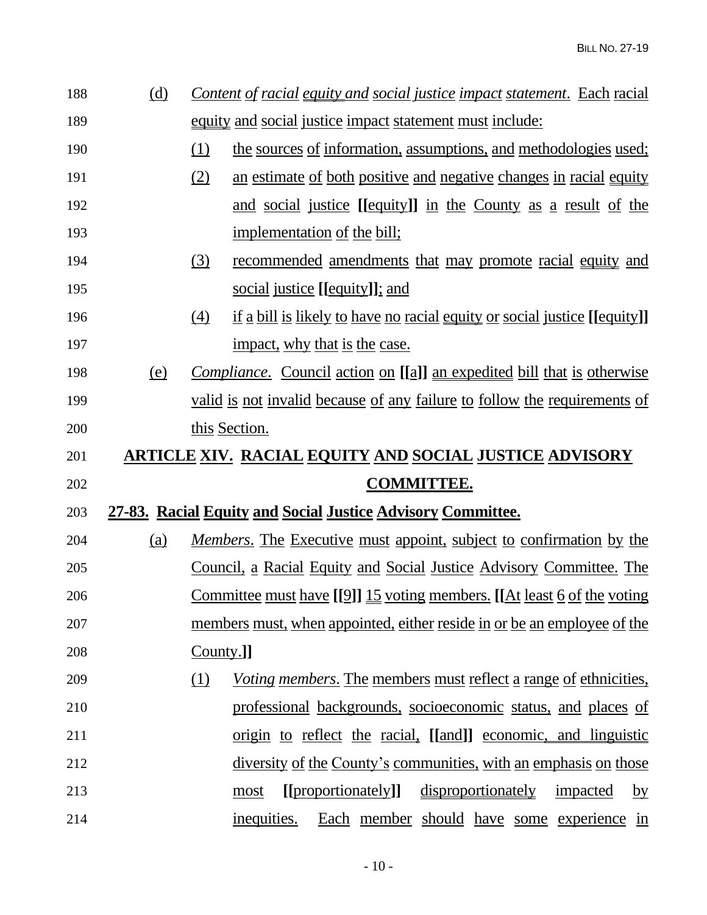(d) *Content of racial equity and social justice impact statement*. Each racial equity and social justice impact statement must include:

(1) the sources of information, assumptions, and methodologies used;

(2) an estimate of both positive and negative changes in racial equity and social justice [[equity]] in the County as a result of the implementation of the bill;

(3) recommended amendments that may promote racial equity and social justice [[equity]]; and

(4) if a bill is likely to have no racial equity or social justice [[equity]] impact, why that is the case.

(e) *Compliance*. Council action on [[a]] an expedited bill that is otherwise valid is not invalid because of any failure to follow the requirements of this Section.

## ARTICLE XIV. RACIAL EQUITY AND SOCIAL JUSTICE ADVISORY COMMITTEE.

### 27-83. Racial Equity and Social Justice Advisory Committee.

(a) *Members*. The Executive must appoint, subject to confirmation by the Council, a Racial Equity and Social Justice Advisory Committee. The Committee must have [[9]] 15 voting members. [[At least 6 of the voting members must, when appointed, either reside in or be an employee of the County.]]

(1) *Voting members*. The members must reflect a range of ethnicities, professional backgrounds, socioeconomic status, and places of origin to reflect the racial, [[and]] economic, and linguistic diversity of the County's communities, with an emphasis on those most [[proportionately]] disproportionately impacted by inequities. Each member should have some experience in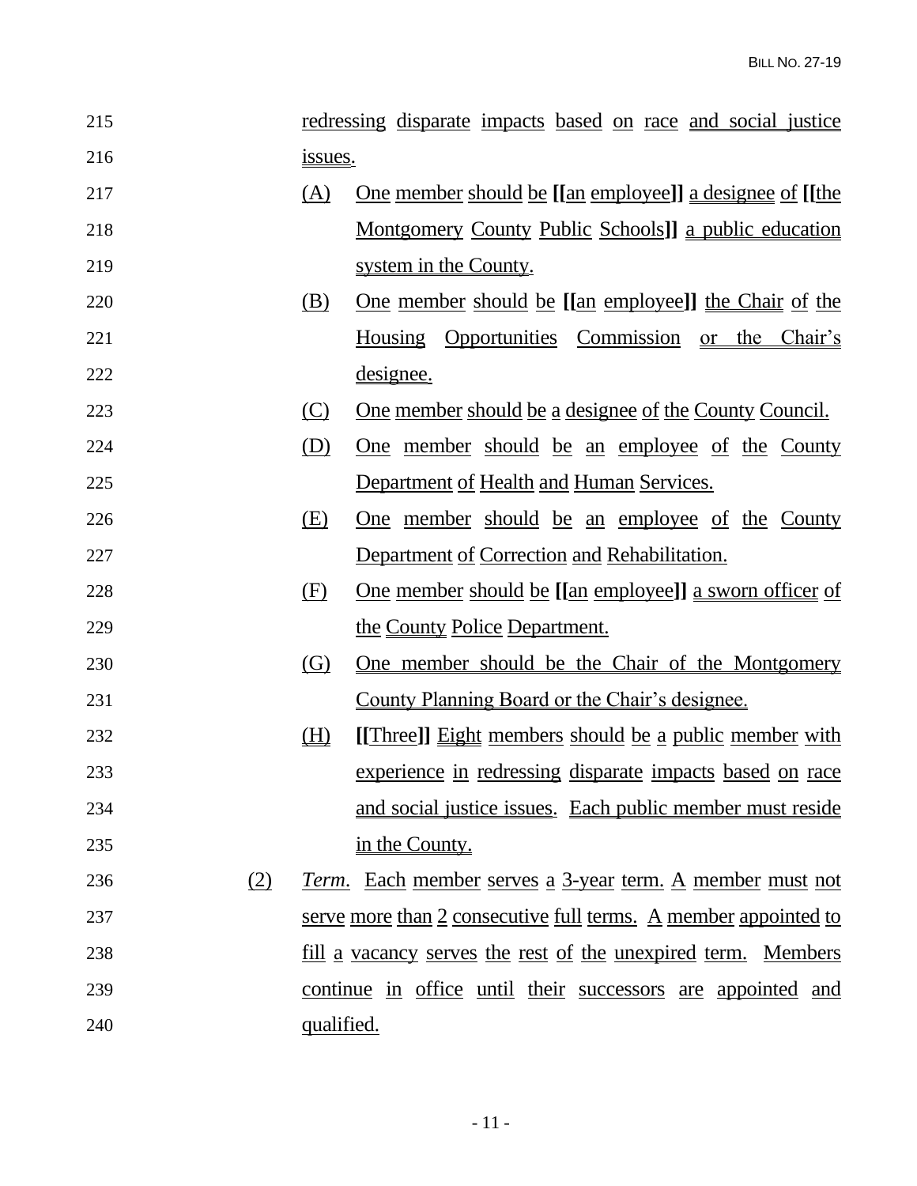redressing disparate impacts based on race and social justice issues.

(A) One member should be [[an employee]] a designee of [[the Montgomery County Public Schools]] a public education system in the County.

(B) One member should be [[an employee]] the Chair of the Housing Opportunities Commission or the Chair's designee.

(C) One member should be a designee of the County Council.

(D) One member should be an employee of the County Department of Health and Human Services.

(E) One member should be an employee of the County Department of Correction and Rehabilitation.

(F) One member should be [[an employee]] a sworn officer of the County Police Department.

(G) One member should be the Chair of the Montgomery County Planning Board or the Chair's designee.

(H) [[Three]] Eight members should be a public member with experience in redressing disparate impacts based on race and social justice issues. Each public member must reside in the County.

(2) *Term.* Each member serves a 3-year term. A member must not serve more than 2 consecutive full terms. A member appointed to fill a vacancy serves the rest of the unexpired term. Members continue in office until their successors are appointed and qualified.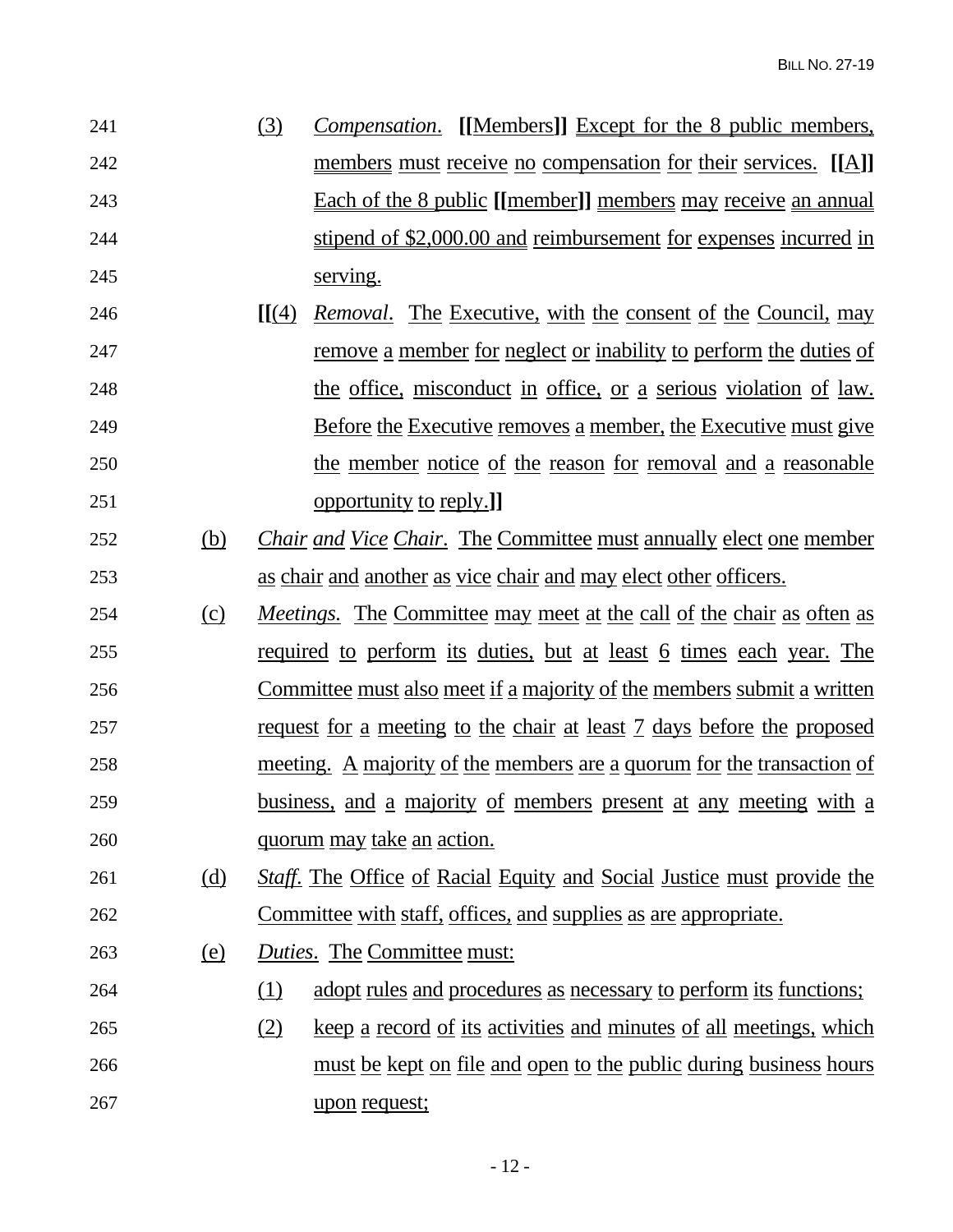241 (3) *Compensation*. [[Members]] Except for the 8 public members,
242 members must receive no compensation for their services. [[A]]
243 Each of the 8 public [[member]] members may receive an annual
244 stipend of $2,000.00 and reimbursement for expenses incurred in
245 serving.

246 [[(4) *Removal*. The Executive, with the consent of the Council, may
247 remove a member for neglect or inability to perform the duties of
248 the office, misconduct in office, or a serious violation of law.
249 Before the Executive removes a member, the Executive must give
250 the member notice of the reason for removal and a reasonable
251 opportunity to reply.]]

252 (b) *Chair and Vice Chair*. The Committee must annually elect one member
253 as chair and another as vice chair and may elect other officers.

254 (c) *Meetings.* The Committee may meet at the call of the chair as often as
255 required to perform its duties, but at least 6 times each year. The
256 Committee must also meet if a majority of the members submit a written
257 request for a meeting to the chair at least 7 days before the proposed
258 meeting. A majority of the members are a quorum for the transaction of
259 business, and a majority of members present at any meeting with a
260 quorum may take an action.

261 (d) *Staff*. The Office of Racial Equity and Social Justice must provide the
262 Committee with staff, offices, and supplies as are appropriate.

263 (e) *Duties*. The Committee must:

264 (1) adopt rules and procedures as necessary to perform its functions;

265 (2) keep a record of its activities and minutes of all meetings, which
266 must be kept on file and open to the public during business hours
267 upon request;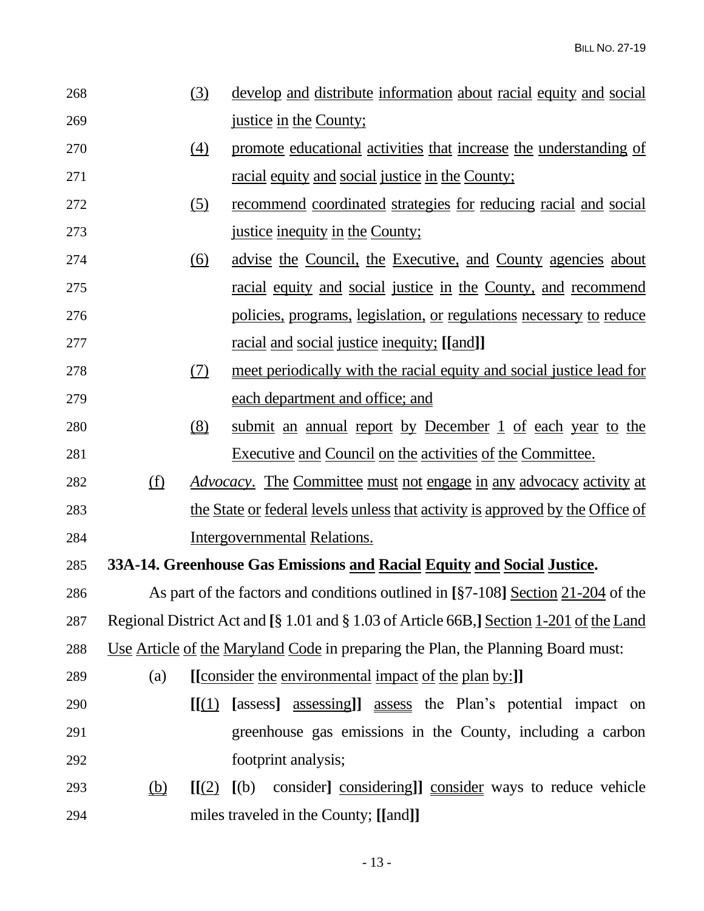(3) develop and distribute information about racial equity and social justice in the County;

(4) promote educational activities that increase the understanding of racial equity and social justice in the County;

(5) recommend coordinated strategies for reducing racial and social justice inequity in the County;

(6) advise the Council, the Executive, and County agencies about racial equity and social justice in the County, and recommend policies, programs, legislation, or regulations necessary to reduce racial and social justice inequity; **[[**and**]]**

(7) meet periodically with the racial equity and social justice lead for each department and office; and

(8) submit an annual report by December 1 of each year to the Executive and Council on the activities of the Committee.

(f) *Advocacy*. The Committee must not engage in any advocacy activity at the State or federal levels unless that activity is approved by the Office of Intergovernmental Relations.

**33A-14. Greenhouse Gas Emissions and Racial Equity and Social Justice.**

As part of the factors and conditions outlined in **[**§7-108**]** Section 21-204 of the Regional District Act and **[**§ 1.01 and § 1.03 of Article 66B,**]** Section 1-201 of the Land Use Article of the Maryland Code in preparing the Plan, the Planning Board must:

(a) **[[**consider the environmental impact of the plan by:**]]**

**[[**(1) **[**assess**]** assessing**]]** assess the Plan's potential impact on greenhouse gas emissions in the County, including a carbon footprint analysis;

(b) **[[**(2) **[**(b) consider**]** considering**]]** consider ways to reduce vehicle miles traveled in the County; **[[**and**]]**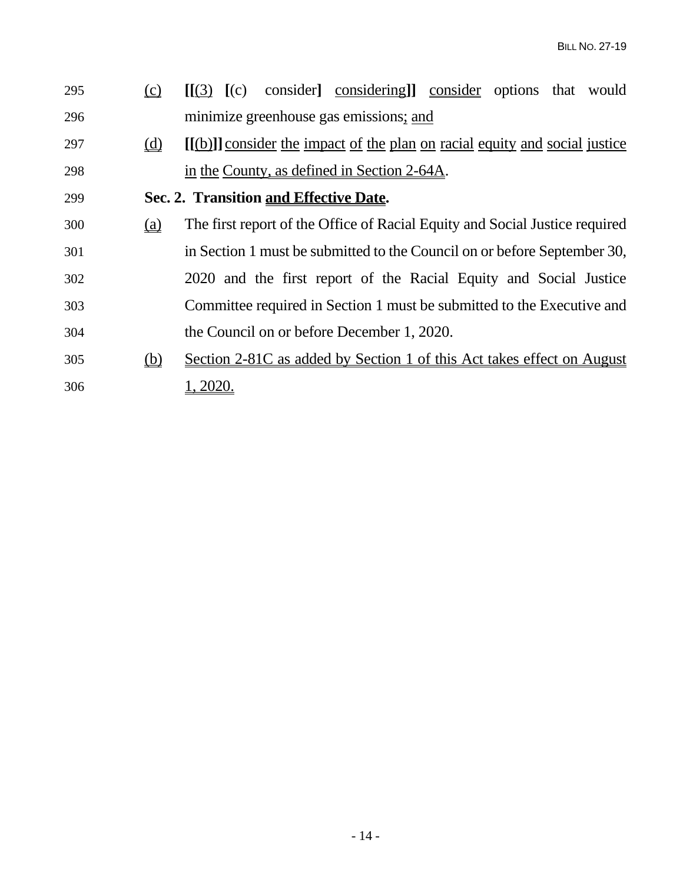295 (c) [[(3) [(c) consider] considering]] consider options that would
296 minimize greenhouse gas emissions; and

297 (d) [[(b)]] consider the impact of the plan on racial equity and social justice
298 in the County, as defined in Section 2-64A.

299 **Sec. 2. Transition and Effective Date.**

300 (a) The first report of the Office of Racial Equity and Social Justice required
301 in Section 1 must be submitted to the Council on or before September 30,
302 2020 and the first report of the Racial Equity and Social Justice
303 Committee required in Section 1 must be submitted to the Executive and
304 the Council on or before December 1, 2020.

305 (b) Section 2-81C as added by Section 1 of this Act takes effect on August
306 1, 2020.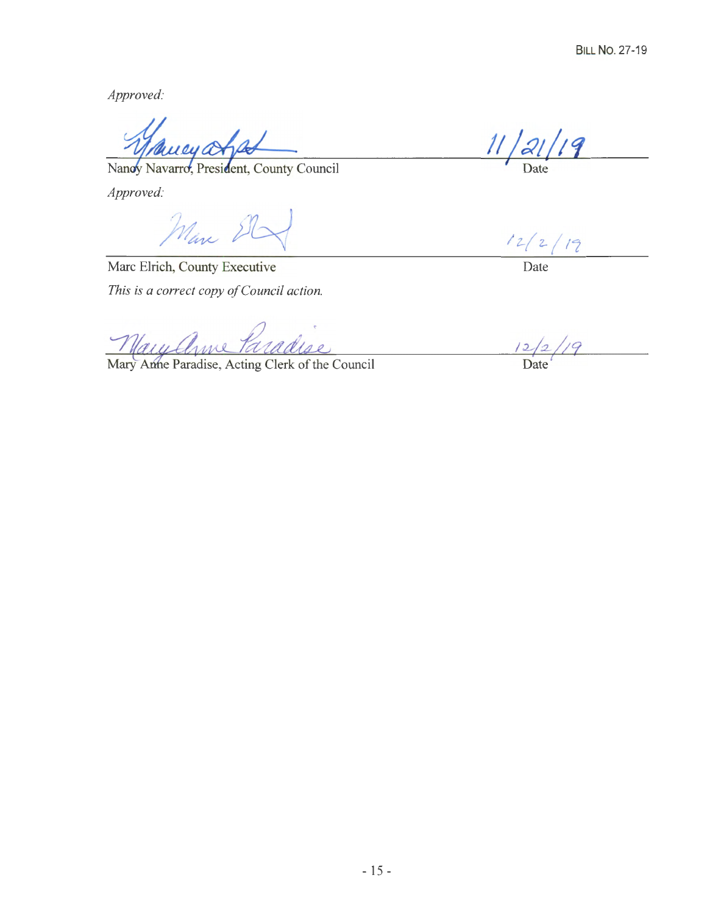*Approved:*

Nancy Navarro, President, County Council — Date: 11/21/19

*Approved:*

Marc Elrich, County Executive — Date: 12/2/19

*This is a correct copy of Council action.*

Mary Anne Paradise, Acting Clerk of the Council — Date: 12/2/19